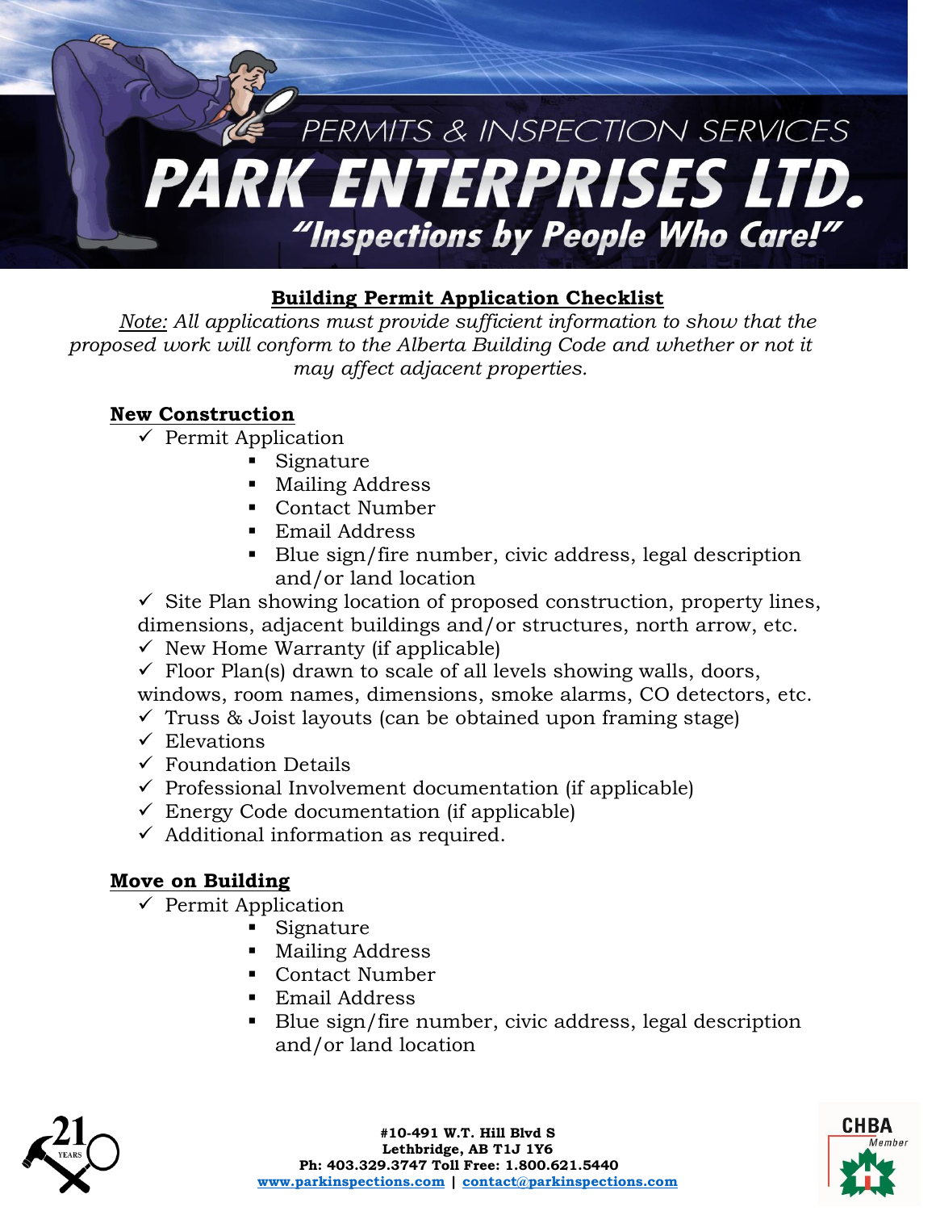PERMITS & INSPECTION SERVICES

# PARK ENTERPRISES LTD.

*"Inspections by People Who Care!"*

## Building Permit Application Checklist

*Note: All applications must provide sufficient information to show that the proposed work will conform to the Alberta Building Code and whether or not it may affect adjacent properties.*

### New Construction

- ✓ Permit Application
  - Signature
  - Mailing Address
  - Contact Number
  - Email Address
  - Blue sign/fire number, civic address, legal description and/or land location
- ✓ Site Plan showing location of proposed construction, property lines, dimensions, adjacent buildings and/or structures, north arrow, etc.
- ✓ New Home Warranty (if applicable)
- ✓ Floor Plan(s) drawn to scale of all levels showing walls, doors, windows, room names, dimensions, smoke alarms, CO detectors, etc.
- ✓ Truss & Joist layouts (can be obtained upon framing stage)
- ✓ Elevations
- ✓ Foundation Details
- ✓ Professional Involvement documentation (if applicable)
- ✓ Energy Code documentation (if applicable)
- ✓ Additional information as required.

### Move on Building

- ✓ Permit Application
  - Signature
  - Mailing Address
  - Contact Number
  - Email Address
  - Blue sign/fire number, civic address, legal description and/or land location

**#10-491 W.T. Hill Blvd S**
**Lethbridge, AB T1J 1Y6**
**Ph: 403.329.3747 Toll Free: 1.800.621.5440**
**www.parkinspections.com | contact@parkinspections.com**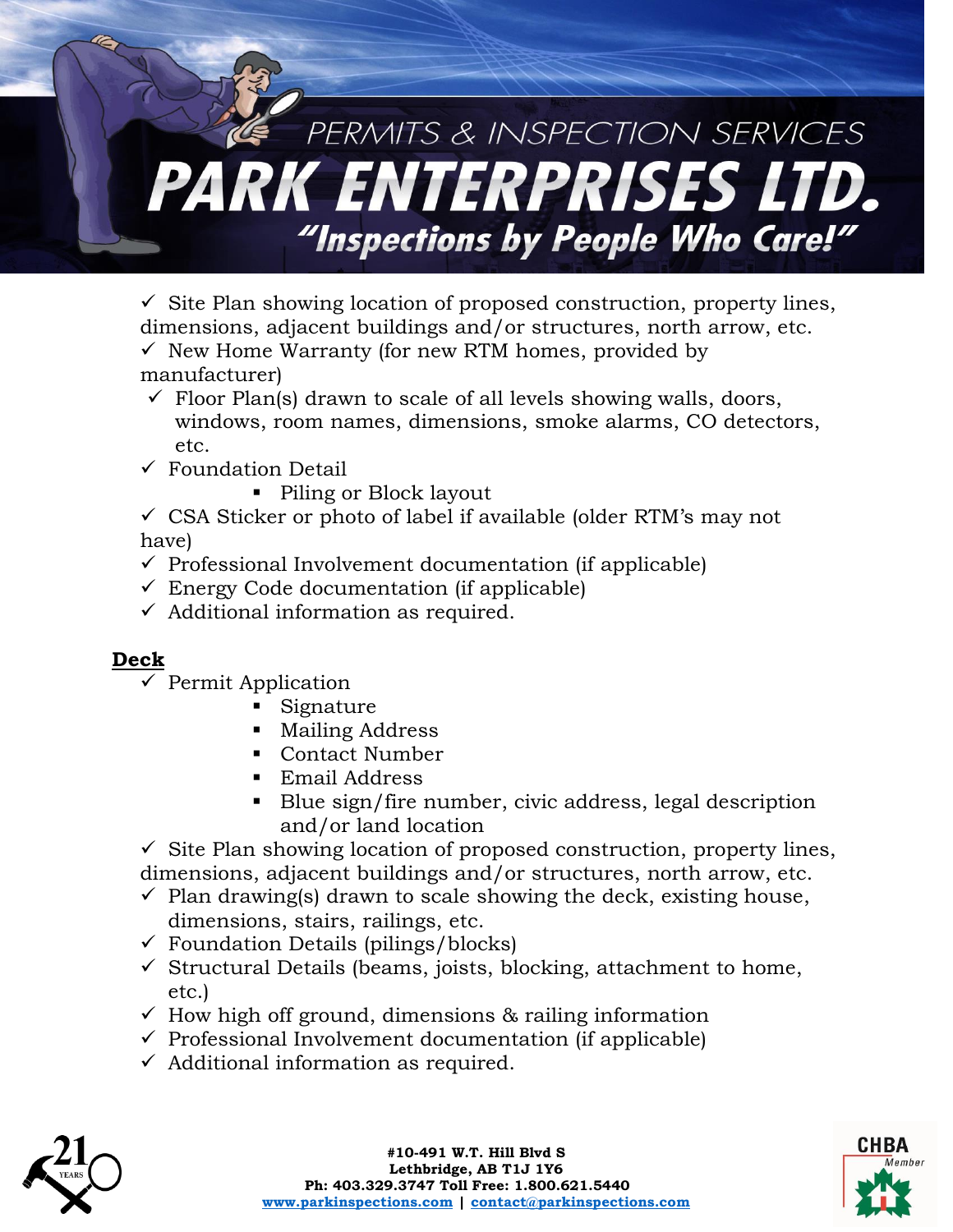- ✓ Site Plan showing location of proposed construction, property lines, dimensions, adjacent buildings and/or structures, north arrow, etc.
- ✓ New Home Warranty (for new RTM homes, provided by manufacturer)
- ✓ Floor Plan(s) drawn to scale of all levels showing walls, doors, windows, room names, dimensions, smoke alarms, CO detectors, etc.
- ✓ Foundation Detail
  - Piling or Block layout
- ✓ CSA Sticker or photo of label if available (older RTM's may not have)
- ✓ Professional Involvement documentation (if applicable)
- ✓ Energy Code documentation (if applicable)
- ✓ Additional information as required.

**Deck**

- ✓ Permit Application
  - Signature
  - Mailing Address
  - Contact Number
  - Email Address
  - Blue sign/fire number, civic address, legal description and/or land location
- ✓ Site Plan showing location of proposed construction, property lines, dimensions, adjacent buildings and/or structures, north arrow, etc.
- ✓ Plan drawing(s) drawn to scale showing the deck, existing house, dimensions, stairs, railings, etc.
- ✓ Foundation Details (pilings/blocks)
- ✓ Structural Details (beams, joists, blocking, attachment to home, etc.)
- ✓ How high off ground, dimensions & railing information
- ✓ Professional Involvement documentation (if applicable)
- ✓ Additional information as required.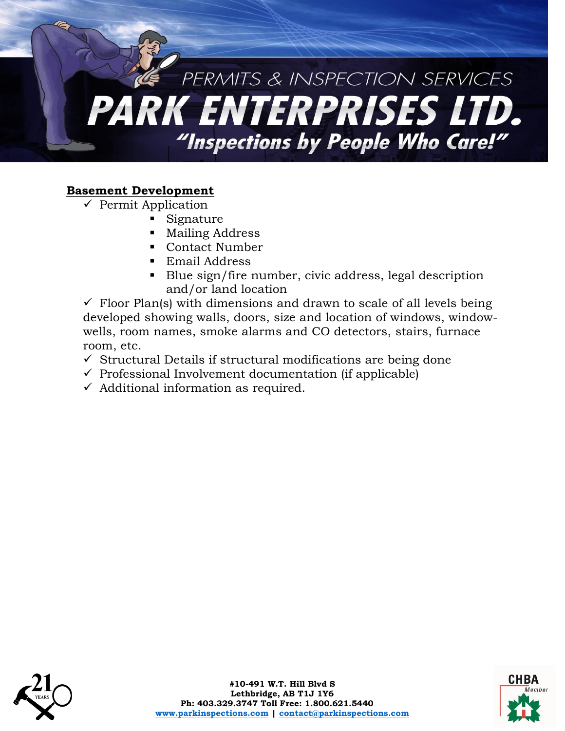**Basement Development**

- ✓ Permit Application
  - Signature
  - Mailing Address
  - Contact Number
  - Email Address
  - Blue sign/fire number, civic address, legal description and/or land location
- ✓ Floor Plan(s) with dimensions and drawn to scale of all levels being developed showing walls, doors, size and location of windows, window-wells, room names, smoke alarms and CO detectors, stairs, furnace room, etc.
- ✓ Structural Details if structural modifications are being done
- ✓ Professional Involvement documentation (if applicable)
- ✓ Additional information as required.